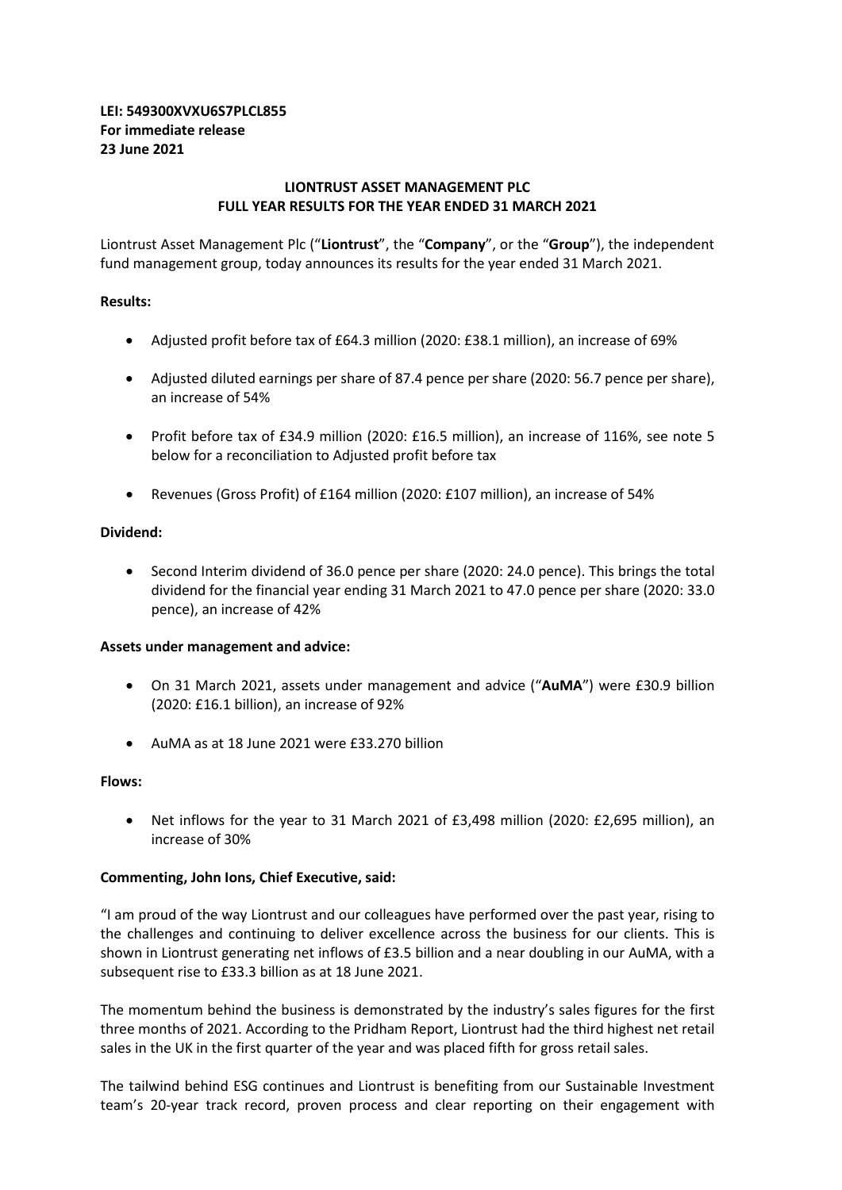**LEI: 549300XVXU6S7PLCL855**
**For immediate release**
**23 June 2021**

# LIONTRUST ASSET MANAGEMENT PLC
## FULL YEAR RESULTS FOR THE YEAR ENDED 31 MARCH 2021

Liontrust Asset Management Plc ("**Liontrust**", the "**Company**", or the "**Group**"), the independent fund management group, today announces its results for the year ended 31 March 2021.

**Results:**

- Adjusted profit before tax of £64.3 million (2020: £38.1 million), an increase of 69%
- Adjusted diluted earnings per share of 87.4 pence per share (2020: 56.7 pence per share), an increase of 54%
- Profit before tax of £34.9 million (2020: £16.5 million), an increase of 116%, see note 5 below for a reconciliation to Adjusted profit before tax
- Revenues (Gross Profit) of £164 million (2020: £107 million), an increase of 54%

**Dividend:**

- Second Interim dividend of 36.0 pence per share (2020: 24.0 pence). This brings the total dividend for the financial year ending 31 March 2021 to 47.0 pence per share (2020: 33.0 pence), an increase of 42%

**Assets under management and advice:**

- On 31 March 2021, assets under management and advice ("**AuMA**") were £30.9 billion (2020: £16.1 billion), an increase of 92%
- AuMA as at 18 June 2021 were £33.270 billion

**Flows:**

- Net inflows for the year to 31 March 2021 of £3,498 million (2020: £2,695 million), an increase of 30%

**Commenting, John Ions, Chief Executive, said:**

"I am proud of the way Liontrust and our colleagues have performed over the past year, rising to the challenges and continuing to deliver excellence across the business for our clients. This is shown in Liontrust generating net inflows of £3.5 billion and a near doubling in our AuMA, with a subsequent rise to £33.3 billion as at 18 June 2021.

The momentum behind the business is demonstrated by the industry's sales figures for the first three months of 2021. According to the Pridham Report, Liontrust had the third highest net retail sales in the UK in the first quarter of the year and was placed fifth for gross retail sales.

The tailwind behind ESG continues and Liontrust is benefiting from our Sustainable Investment team's 20-year track record, proven process and clear reporting on their engagement with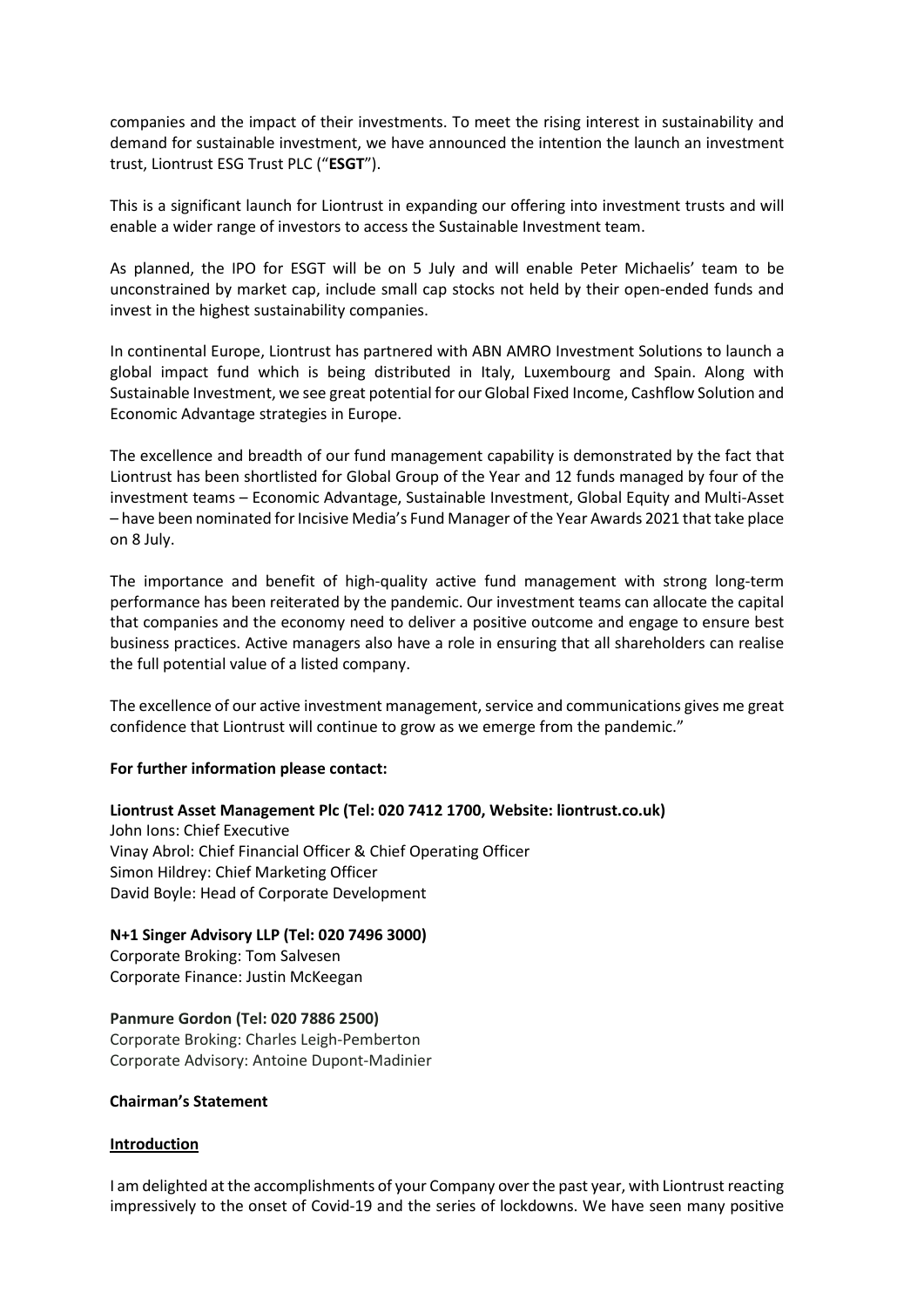companies and the impact of their investments. To meet the rising interest in sustainability and demand for sustainable investment, we have announced the intention the launch an investment trust, Liontrust ESG Trust PLC ("**ESGT**").

This is a significant launch for Liontrust in expanding our offering into investment trusts and will enable a wider range of investors to access the Sustainable Investment team.

As planned, the IPO for ESGT will be on 5 July and will enable Peter Michaelis' team to be unconstrained by market cap, include small cap stocks not held by their open-ended funds and invest in the highest sustainability companies.

In continental Europe, Liontrust has partnered with ABN AMRO Investment Solutions to launch a global impact fund which is being distributed in Italy, Luxembourg and Spain. Along with Sustainable Investment, we see great potential for our Global Fixed Income, Cashflow Solution and Economic Advantage strategies in Europe.

The excellence and breadth of our fund management capability is demonstrated by the fact that Liontrust has been shortlisted for Global Group of the Year and 12 funds managed by four of the investment teams – Economic Advantage, Sustainable Investment, Global Equity and Multi-Asset – have been nominated for Incisive Media's Fund Manager of the Year Awards 2021 that take place on 8 July.

The importance and benefit of high-quality active fund management with strong long-term performance has been reiterated by the pandemic. Our investment teams can allocate the capital that companies and the economy need to deliver a positive outcome and engage to ensure best business practices. Active managers also have a role in ensuring that all shareholders can realise the full potential value of a listed company.

The excellence of our active investment management, service and communications gives me great confidence that Liontrust will continue to grow as we emerge from the pandemic."

**For further information please contact:**

**Liontrust Asset Management Plc (Tel: 020 7412 1700, Website: liontrust.co.uk)**
John Ions: Chief Executive
Vinay Abrol: Chief Financial Officer & Chief Operating Officer
Simon Hildrey: Chief Marketing Officer
David Boyle: Head of Corporate Development

**N+1 Singer Advisory LLP (Tel: 020 7496 3000)**
Corporate Broking: Tom Salvesen
Corporate Finance: Justin McKeegan

**Panmure Gordon (Tel: 020 7886 2500)**
Corporate Broking: Charles Leigh-Pemberton
Corporate Advisory: Antoine Dupont-Madinier

## Chairman's Statement

### Introduction

I am delighted at the accomplishments of your Company over the past year, with Liontrust reacting impressively to the onset of Covid-19 and the series of lockdowns. We have seen many positive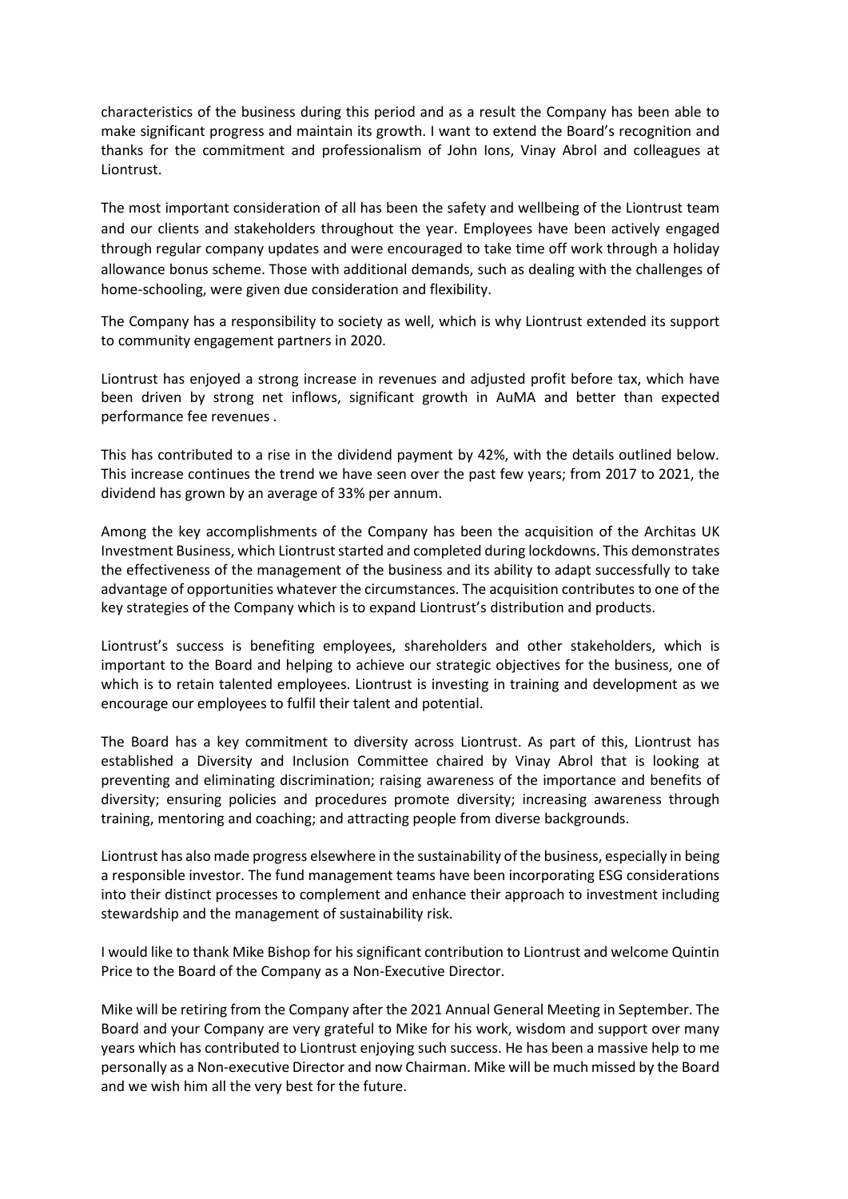characteristics of the business during this period and as a result the Company has been able to make significant progress and maintain its growth. I want to extend the Board's recognition and thanks for the commitment and professionalism of John Ions, Vinay Abrol and colleagues at Liontrust.

The most important consideration of all has been the safety and wellbeing of the Liontrust team and our clients and stakeholders throughout the year. Employees have been actively engaged through regular company updates and were encouraged to take time off work through a holiday allowance bonus scheme. Those with additional demands, such as dealing with the challenges of home-schooling, were given due consideration and flexibility.

The Company has a responsibility to society as well, which is why Liontrust extended its support to community engagement partners in 2020.

Liontrust has enjoyed a strong increase in revenues and adjusted profit before tax, which have been driven by strong net inflows, significant growth in AuMA and better than expected performance fee revenues .

This has contributed to a rise in the dividend payment by 42%, with the details outlined below. This increase continues the trend we have seen over the past few years; from 2017 to 2021, the dividend has grown by an average of 33% per annum.

Among the key accomplishments of the Company has been the acquisition of the Architas UK Investment Business, which Liontrust started and completed during lockdowns. This demonstrates the effectiveness of the management of the business and its ability to adapt successfully to take advantage of opportunities whatever the circumstances. The acquisition contributes to one of the key strategies of the Company which is to expand Liontrust's distribution and products.

Liontrust's success is benefiting employees, shareholders and other stakeholders, which is important to the Board and helping to achieve our strategic objectives for the business, one of which is to retain talented employees. Liontrust is investing in training and development as we encourage our employees to fulfil their talent and potential.

The Board has a key commitment to diversity across Liontrust. As part of this, Liontrust has established a Diversity and Inclusion Committee chaired by Vinay Abrol that is looking at preventing and eliminating discrimination; raising awareness of the importance and benefits of diversity; ensuring policies and procedures promote diversity; increasing awareness through training, mentoring and coaching; and attracting people from diverse backgrounds.

Liontrust has also made progress elsewhere in the sustainability of the business, especially in being a responsible investor. The fund management teams have been incorporating ESG considerations into their distinct processes to complement and enhance their approach to investment including stewardship and the management of sustainability risk.

I would like to thank Mike Bishop for his significant contribution to Liontrust and welcome Quintin Price to the Board of the Company as a Non-Executive Director.

Mike will be retiring from the Company after the 2021 Annual General Meeting in September. The Board and your Company are very grateful to Mike for his work, wisdom and support over many years which has contributed to Liontrust enjoying such success. He has been a massive help to me personally as a Non-executive Director and now Chairman. Mike will be much missed by the Board and we wish him all the very best for the future.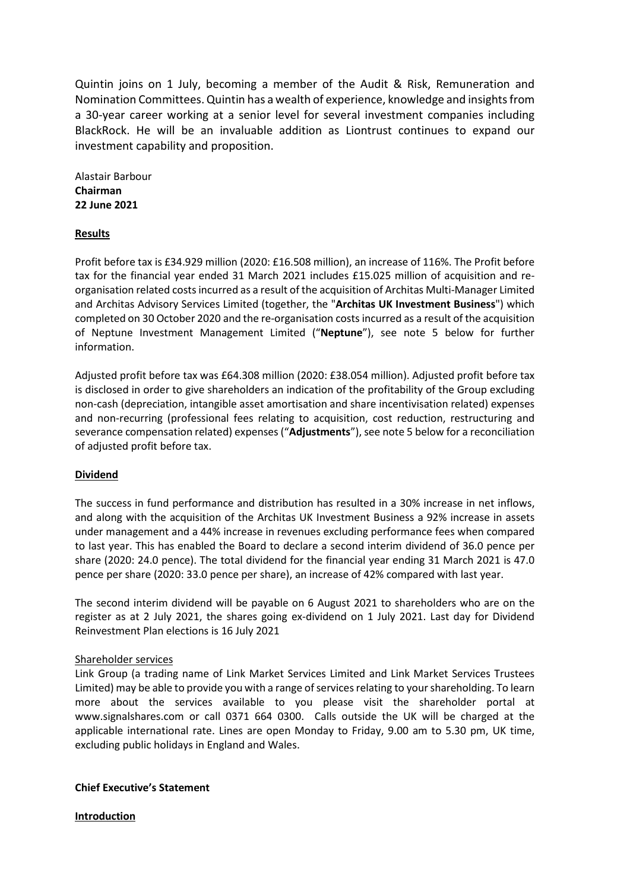Quintin joins on 1 July, becoming a member of the Audit & Risk, Remuneration and Nomination Committees. Quintin has a wealth of experience, knowledge and insights from a 30-year career working at a senior level for several investment companies including BlackRock. He will be an invaluable addition as Liontrust continues to expand our investment capability and proposition.

Alastair Barbour
**Chairman**
**22 June 2021**

## Results

Profit before tax is £34.929 million (2020: £16.508 million), an increase of 116%. The Profit before tax for the financial year ended 31 March 2021 includes £15.025 million of acquisition and re-organisation related costs incurred as a result of the acquisition of Architas Multi-Manager Limited and Architas Advisory Services Limited (together, the "**Architas UK Investment Business**") which completed on 30 October 2020 and the re-organisation costs incurred as a result of the acquisition of Neptune Investment Management Limited ("**Neptune**"), see note 5 below for further information.

Adjusted profit before tax was £64.308 million (2020: £38.054 million). Adjusted profit before tax is disclosed in order to give shareholders an indication of the profitability of the Group excluding non-cash (depreciation, intangible asset amortisation and share incentivisation related) expenses and non-recurring (professional fees relating to acquisition, cost reduction, restructuring and severance compensation related) expenses ("**Adjustments**"), see note 5 below for a reconciliation of adjusted profit before tax.

## Dividend

The success in fund performance and distribution has resulted in a 30% increase in net inflows, and along with the acquisition of the Architas UK Investment Business a 92% increase in assets under management and a 44% increase in revenues excluding performance fees when compared to last year. This has enabled the Board to declare a second interim dividend of 36.0 pence per share (2020: 24.0 pence). The total dividend for the financial year ending 31 March 2021 is 47.0 pence per share (2020: 33.0 pence per share), an increase of 42% compared with last year.

The second interim dividend will be payable on 6 August 2021 to shareholders who are on the register as at 2 July 2021, the shares going ex-dividend on 1 July 2021. Last day for Dividend Reinvestment Plan elections is 16 July 2021

### Shareholder services

Link Group (a trading name of Link Market Services Limited and Link Market Services Trustees Limited) may be able to provide you with a range of services relating to your shareholding. To learn more about the services available to you please visit the shareholder portal at www.signalshares.com or call 0371 664 0300. Calls outside the UK will be charged at the applicable international rate. Lines are open Monday to Friday, 9.00 am to 5.30 pm, UK time, excluding public holidays in England and Wales.

# Chief Executive's Statement

## Introduction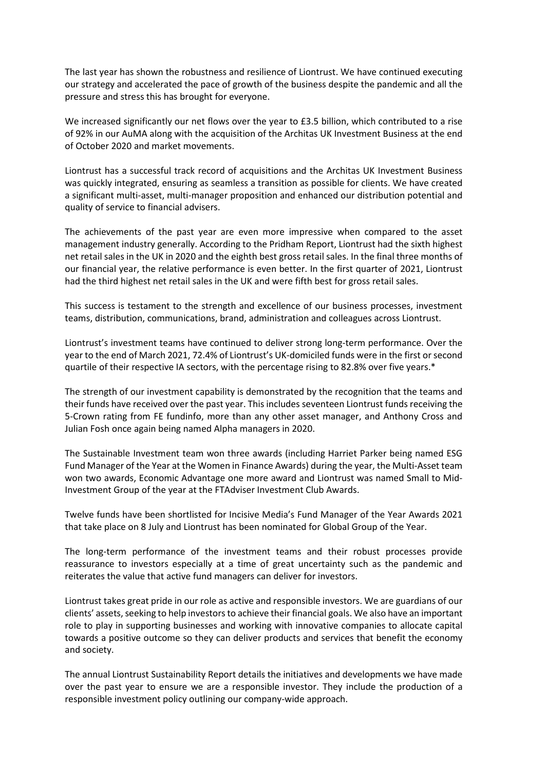The last year has shown the robustness and resilience of Liontrust. We have continued executing our strategy and accelerated the pace of growth of the business despite the pandemic and all the pressure and stress this has brought for everyone.

We increased significantly our net flows over the year to £3.5 billion, which contributed to a rise of 92% in our AuMA along with the acquisition of the Architas UK Investment Business at the end of October 2020 and market movements.

Liontrust has a successful track record of acquisitions and the Architas UK Investment Business was quickly integrated, ensuring as seamless a transition as possible for clients. We have created a significant multi-asset, multi-manager proposition and enhanced our distribution potential and quality of service to financial advisers.

The achievements of the past year are even more impressive when compared to the asset management industry generally. According to the Pridham Report, Liontrust had the sixth highest net retail sales in the UK in 2020 and the eighth best gross retail sales. In the final three months of our financial year, the relative performance is even better. In the first quarter of 2021, Liontrust had the third highest net retail sales in the UK and were fifth best for gross retail sales.

This success is testament to the strength and excellence of our business processes, investment teams, distribution, communications, brand, administration and colleagues across Liontrust.

Liontrust's investment teams have continued to deliver strong long-term performance. Over the year to the end of March 2021, 72.4% of Liontrust's UK-domiciled funds were in the first or second quartile of their respective IA sectors, with the percentage rising to 82.8% over five years.*

The strength of our investment capability is demonstrated by the recognition that the teams and their funds have received over the past year. This includes seventeen Liontrust funds receiving the 5-Crown rating from FE fundinfo, more than any other asset manager, and Anthony Cross and Julian Fosh once again being named Alpha managers in 2020.

The Sustainable Investment team won three awards (including Harriet Parker being named ESG Fund Manager of the Year at the Women in Finance Awards) during the year, the Multi-Asset team won two awards, Economic Advantage one more award and Liontrust was named Small to Mid-Investment Group of the year at the FTAdviser Investment Club Awards.

Twelve funds have been shortlisted for Incisive Media's Fund Manager of the Year Awards 2021 that take place on 8 July and Liontrust has been nominated for Global Group of the Year.

The long-term performance of the investment teams and their robust processes provide reassurance to investors especially at a time of great uncertainty such as the pandemic and reiterates the value that active fund managers can deliver for investors.

Liontrust takes great pride in our role as active and responsible investors. We are guardians of our clients' assets, seeking to help investors to achieve their financial goals. We also have an important role to play in supporting businesses and working with innovative companies to allocate capital towards a positive outcome so they can deliver products and services that benefit the economy and society.

The annual Liontrust Sustainability Report details the initiatives and developments we have made over the past year to ensure we are a responsible investor. They include the production of a responsible investment policy outlining our company-wide approach.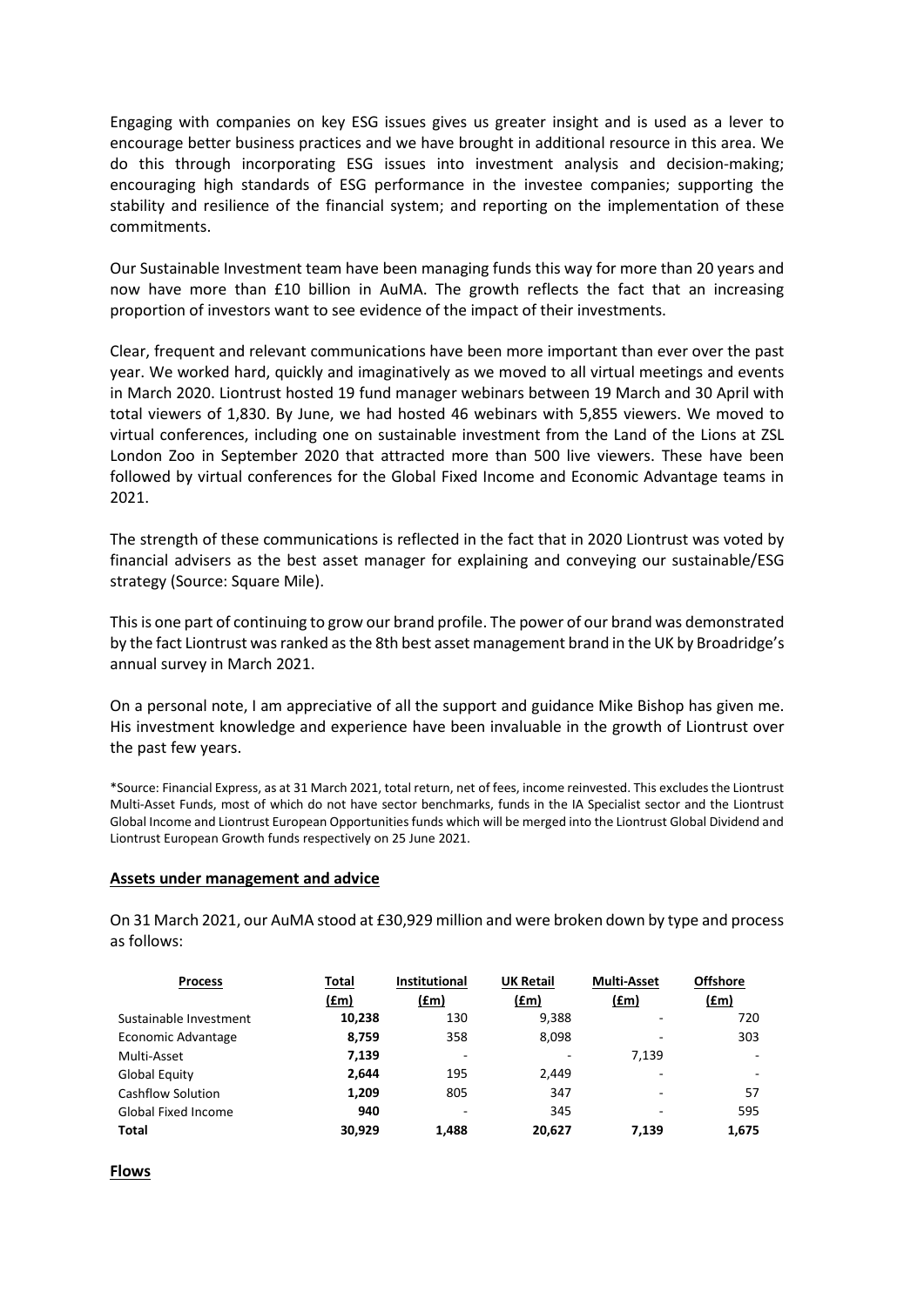Engaging with companies on key ESG issues gives us greater insight and is used as a lever to encourage better business practices and we have brought in additional resource in this area. We do this through incorporating ESG issues into investment analysis and decision-making; encouraging high standards of ESG performance in the investee companies; supporting the stability and resilience of the financial system; and reporting on the implementation of these commitments.

Our Sustainable Investment team have been managing funds this way for more than 20 years and now have more than £10 billion in AuMA. The growth reflects the fact that an increasing proportion of investors want to see evidence of the impact of their investments.

Clear, frequent and relevant communications have been more important than ever over the past year. We worked hard, quickly and imaginatively as we moved to all virtual meetings and events in March 2020. Liontrust hosted 19 fund manager webinars between 19 March and 30 April with total viewers of 1,830. By June, we had hosted 46 webinars with 5,855 viewers. We moved to virtual conferences, including one on sustainable investment from the Land of the Lions at ZSL London Zoo in September 2020 that attracted more than 500 live viewers. These have been followed by virtual conferences for the Global Fixed Income and Economic Advantage teams in 2021.

The strength of these communications is reflected in the fact that in 2020 Liontrust was voted by financial advisers as the best asset manager for explaining and conveying our sustainable/ESG strategy (Source: Square Mile).

This is one part of continuing to grow our brand profile. The power of our brand was demonstrated by the fact Liontrust was ranked as the 8th best asset management brand in the UK by Broadridge's annual survey in March 2021.

On a personal note, I am appreciative of all the support and guidance Mike Bishop has given me. His investment knowledge and experience have been invaluable in the growth of Liontrust over the past few years.

*Source: Financial Express, as at 31 March 2021, total return, net of fees, income reinvested. This excludes the Liontrust Multi-Asset Funds, most of which do not have sector benchmarks, funds in the IA Specialist sector and the Liontrust Global Income and Liontrust European Opportunities funds which will be merged into the Liontrust Global Dividend and Liontrust European Growth funds respectively on 25 June 2021.

## Assets under management and advice

On 31 March 2021, our AuMA stood at £30,929 million and were broken down by type and process as follows:

| Process | Total (£m) | Institutional (£m) | UK Retail (£m) | Multi-Asset (£m) | Offshore (£m) |
|---|---|---|---|---|---|
| Sustainable Investment | **10,238** | 130 | 9,388 | - | 720 |
| Economic Advantage | **8,759** | 358 | 8,098 | - | 303 |
| Multi-Asset | **7,139** | - | - | 7,139 | - |
| Global Equity | **2,644** | 195 | 2,449 | - | - |
| Cashflow Solution | **1,209** | 805 | 347 | - | 57 |
| Global Fixed Income | **940** | - | 345 | - | 595 |
| **Total** | **30,929** | **1,488** | **20,627** | **7,139** | **1,675** |

## Flows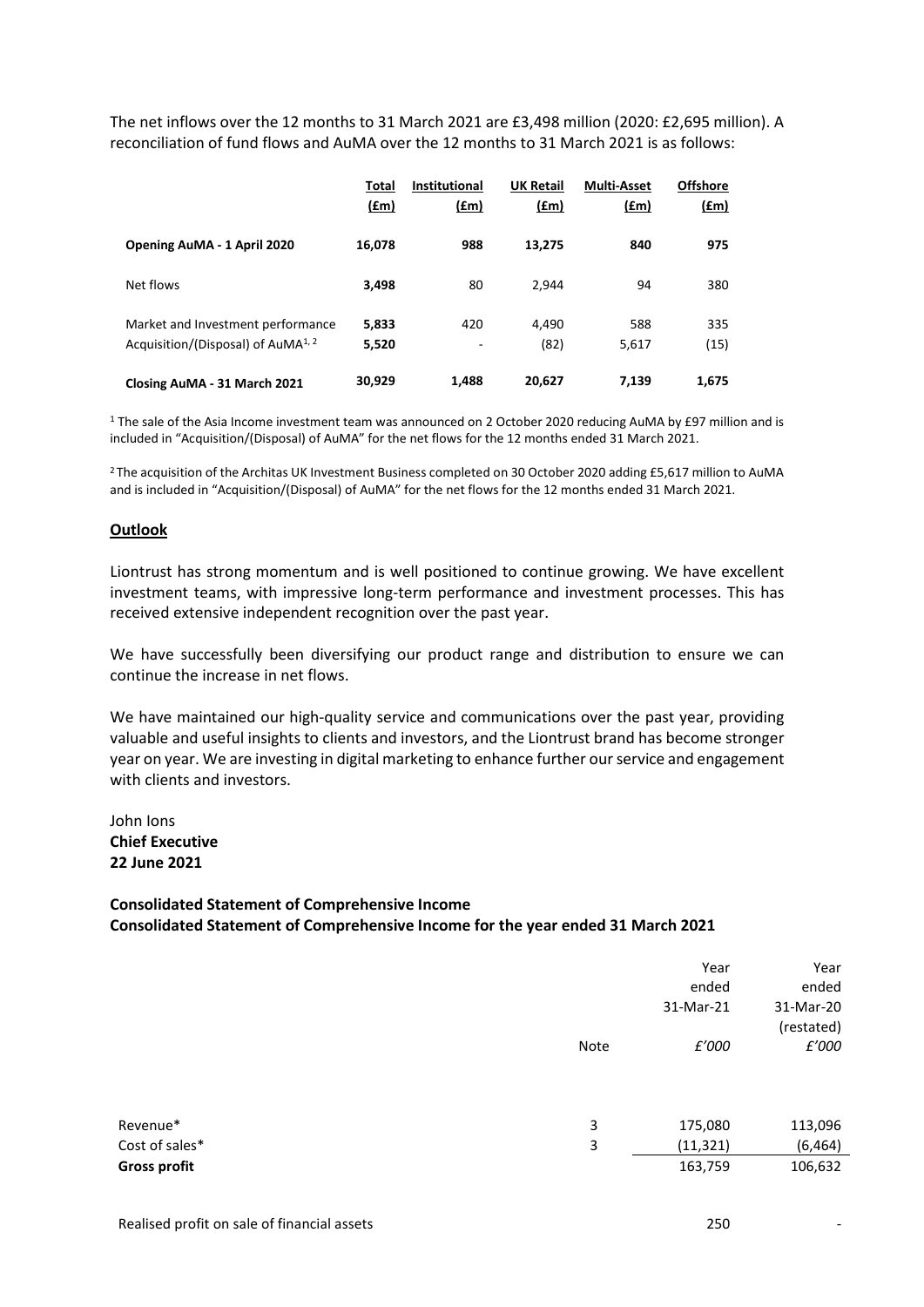The net inflows over the 12 months to 31 March 2021 are £3,498 million (2020: £2,695 million). A reconciliation of fund flows and AuMA over the 12 months to 31 March 2021 is as follows:

| | Total (£m) | Institutional (£m) | UK Retail (£m) | Multi-Asset (£m) | Offshore (£m) |
|---|---|---|---|---|---|
| **Opening AuMA - 1 April 2020** | **16,078** | **988** | **13,275** | **840** | **975** |
| Net flows | **3,498** | 80 | 2,944 | 94 | 380 |
| Market and Investment performance | **5,833** | 420 | 4,490 | 588 | 335 |
| Acquisition/(Disposal) of AuMA[1, 2] | **5,520** | - | (82) | 5,617 | (15) |
| **Closing AuMA - 31 March 2021** | **30,929** | **1,488** | **20,627** | **7,139** | **1,675** |

[1] The sale of the Asia Income investment team was announced on 2 October 2020 reducing AuMA by £97 million and is included in "Acquisition/(Disposal) of AuMA" for the net flows for the 12 months ended 31 March 2021.

[2] The acquisition of the Architas UK Investment Business completed on 30 October 2020 adding £5,617 million to AuMA and is included in "Acquisition/(Disposal) of AuMA" for the net flows for the 12 months ended 31 March 2021.

**Outlook**

Liontrust has strong momentum and is well positioned to continue growing. We have excellent investment teams, with impressive long-term performance and investment processes. This has received extensive independent recognition over the past year.

We have successfully been diversifying our product range and distribution to ensure we can continue the increase in net flows.

We have maintained our high-quality service and communications over the past year, providing valuable and useful insights to clients and investors, and the Liontrust brand has become stronger year on year. We are investing in digital marketing to enhance further our service and engagement with clients and investors.

John Ions
**Chief Executive**
**22 June 2021**

**Consolidated Statement of Comprehensive Income**
**Consolidated Statement of Comprehensive Income for the year ended 31 March 2021**

| | Note | Year ended 31-Mar-21 *£'000* | Year ended 31-Mar-20 (restated) *£'000* |
|---|---|---|---|
| Revenue* | 3 | 175,080 | 113,096 |
| Cost of sales* | 3 | (11,321) | (6,464) |
| **Gross profit** | | 163,759 | 106,632 |
| Realised profit on sale of financial assets | | 250 | - |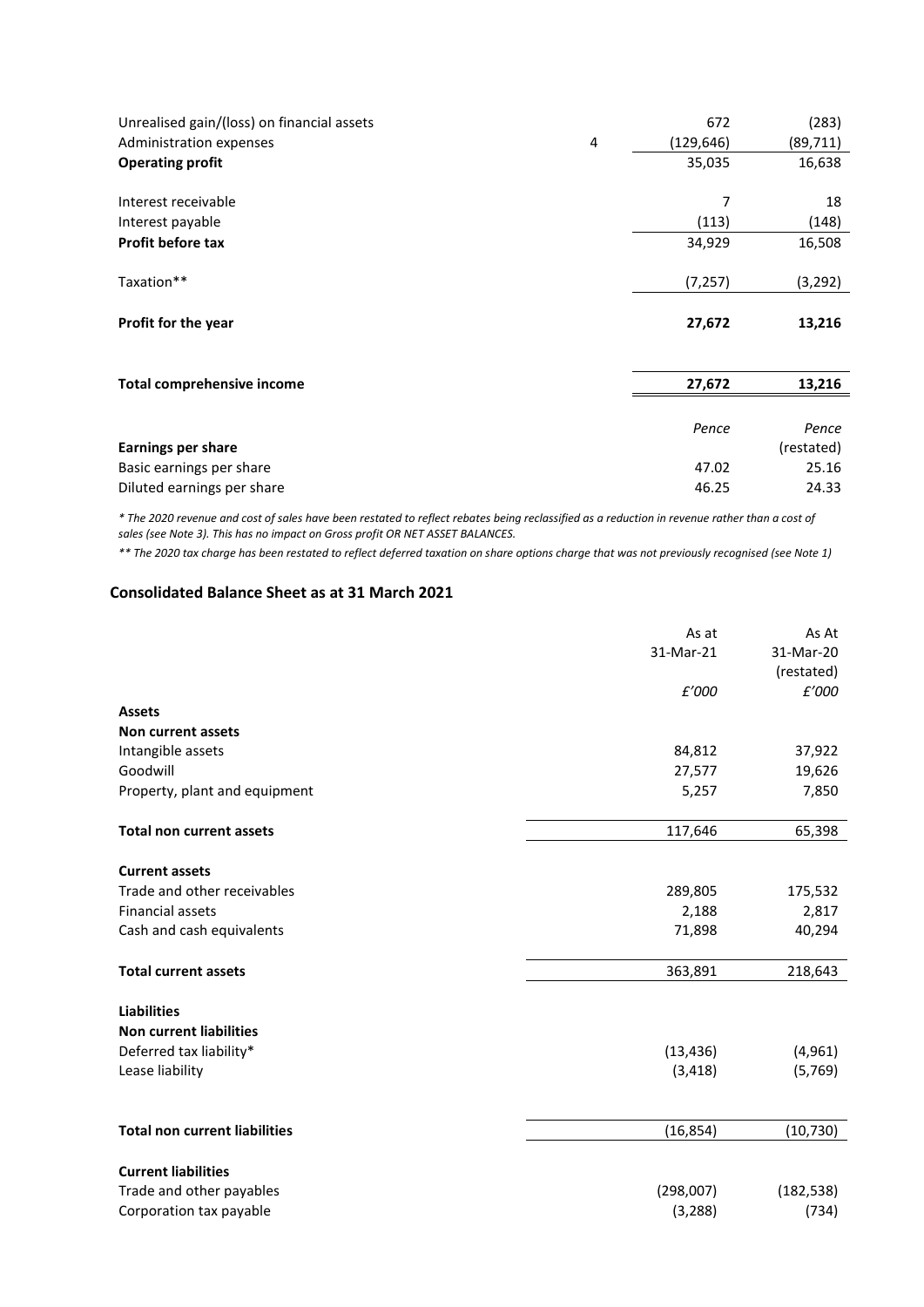| | | | |
|---|---|---|---|
| Unrealised gain/(loss) on financial assets | | 672 | (283) |
| Administration expenses | 4 | (129,646) | (89,711) |
| **Operating profit** | | 35,035 | 16,638 |
| Interest receivable | | 7 | 18 |
| Interest payable | | (113) | (148) |
| **Profit before tax** | | 34,929 | 16,508 |
| Taxation** | | (7,257) | (3,292) |
| **Profit for the year** | | **27,672** | **13,216** |
| **Total comprehensive income** | | **27,672** | **13,216** |
| | | *Pence* | *Pence* |
| **Earnings per share** | | | (restated) |
| Basic earnings per share | | 47.02 | 25.16 |
| Diluted earnings per share | | 46.25 | 24.33 |

*\* The 2020 revenue and cost of sales have been restated to reflect rebates being reclassified as a reduction in revenue rather than a cost of sales (see Note 3). This has no impact on Gross profit OR NET ASSET BALANCES.*

*\*\* The 2020 tax charge has been restated to reflect deferred taxation on share options charge that was not previously recognised (see Note 1)*

## Consolidated Balance Sheet as at 31 March 2021

| | As at 31-Mar-21 | As At 31-Mar-20 (restated) |
|---|---|---|
| | *£'000* | *£'000* |
| **Assets** | | |
| **Non current assets** | | |
| Intangible assets | 84,812 | 37,922 |
| Goodwill | 27,577 | 19,626 |
| Property, plant and equipment | 5,257 | 7,850 |
| **Total non current assets** | 117,646 | 65,398 |
| **Current assets** | | |
| Trade and other receivables | 289,805 | 175,532 |
| Financial assets | 2,188 | 2,817 |
| Cash and cash equivalents | 71,898 | 40,294 |
| **Total current assets** | 363,891 | 218,643 |
| **Liabilities** | | |
| **Non current liabilities** | | |
| Deferred tax liability* | (13,436) | (4,961) |
| Lease liability | (3,418) | (5,769) |
| **Total non current liabilities** | (16,854) | (10,730) |
| **Current liabilities** | | |
| Trade and other payables | (298,007) | (182,538) |
| Corporation tax payable | (3,288) | (734) |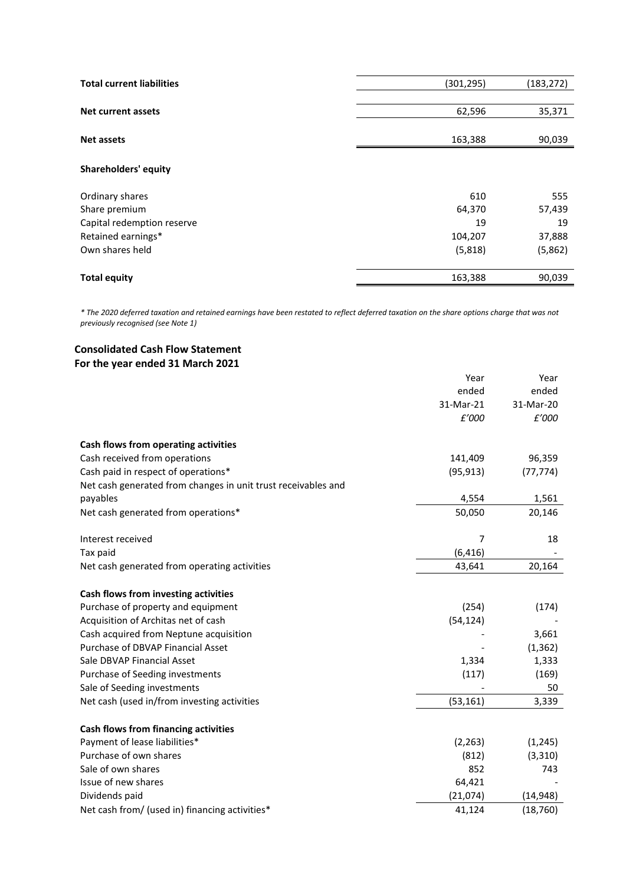| | | |
|---|---|---|
| **Total current liabilities** | (301,295) | (183,272) |
| **Net current assets** | 62,596 | 35,371 |
| **Net assets** | 163,388 | 90,039 |
| **Shareholders' equity** | | |
| Ordinary shares | 610 | 555 |
| Share premium | 64,370 | 57,439 |
| Capital redemption reserve | 19 | 19 |
| Retained earnings* | 104,207 | 37,888 |
| Own shares held | (5,818) | (5,862) |
| **Total equity** | 163,388 | 90,039 |

*\* The 2020 deferred taxation and retained earnings have been restated to reflect deferred taxation on the share options charge that was not previously recognised (see Note 1)*

## Consolidated Cash Flow Statement
## For the year ended 31 March 2021

| | Year ended 31-Mar-21 *£'000* | Year ended 31-Mar-20 *£'000* |
|---|---|---|
| **Cash flows from operating activities** | | |
| Cash received from operations | 141,409 | 96,359 |
| Cash paid in respect of operations* | (95,913) | (77,774) |
| Net cash generated from changes in unit trust receivables and payables | 4,554 | 1,561 |
| Net cash generated from operations* | 50,050 | 20,146 |
| Interest received | 7 | 18 |
| Tax paid | (6,416) | - |
| Net cash generated from operating activities | 43,641 | 20,164 |
| **Cash flows from investing activities** | | |
| Purchase of property and equipment | (254) | (174) |
| Acquisition of Architas net of cash | (54,124) | - |
| Cash acquired from Neptune acquisition | - | 3,661 |
| Purchase of DBVAP Financial Asset | - | (1,362) |
| Sale DBVAP Financial Asset | 1,334 | 1,333 |
| Purchase of Seeding investments | (117) | (169) |
| Sale of Seeding investments | - | 50 |
| Net cash (used in/from investing activities | (53,161) | 3,339 |
| **Cash flows from financing activities** | | |
| Payment of lease liabilities* | (2,263) | (1,245) |
| Purchase of own shares | (812) | (3,310) |
| Sale of own shares | 852 | 743 |
| Issue of new shares | 64,421 | - |
| Dividends paid | (21,074) | (14,948) |
| Net cash from/ (used in) financing activities* | 41,124 | (18,760) |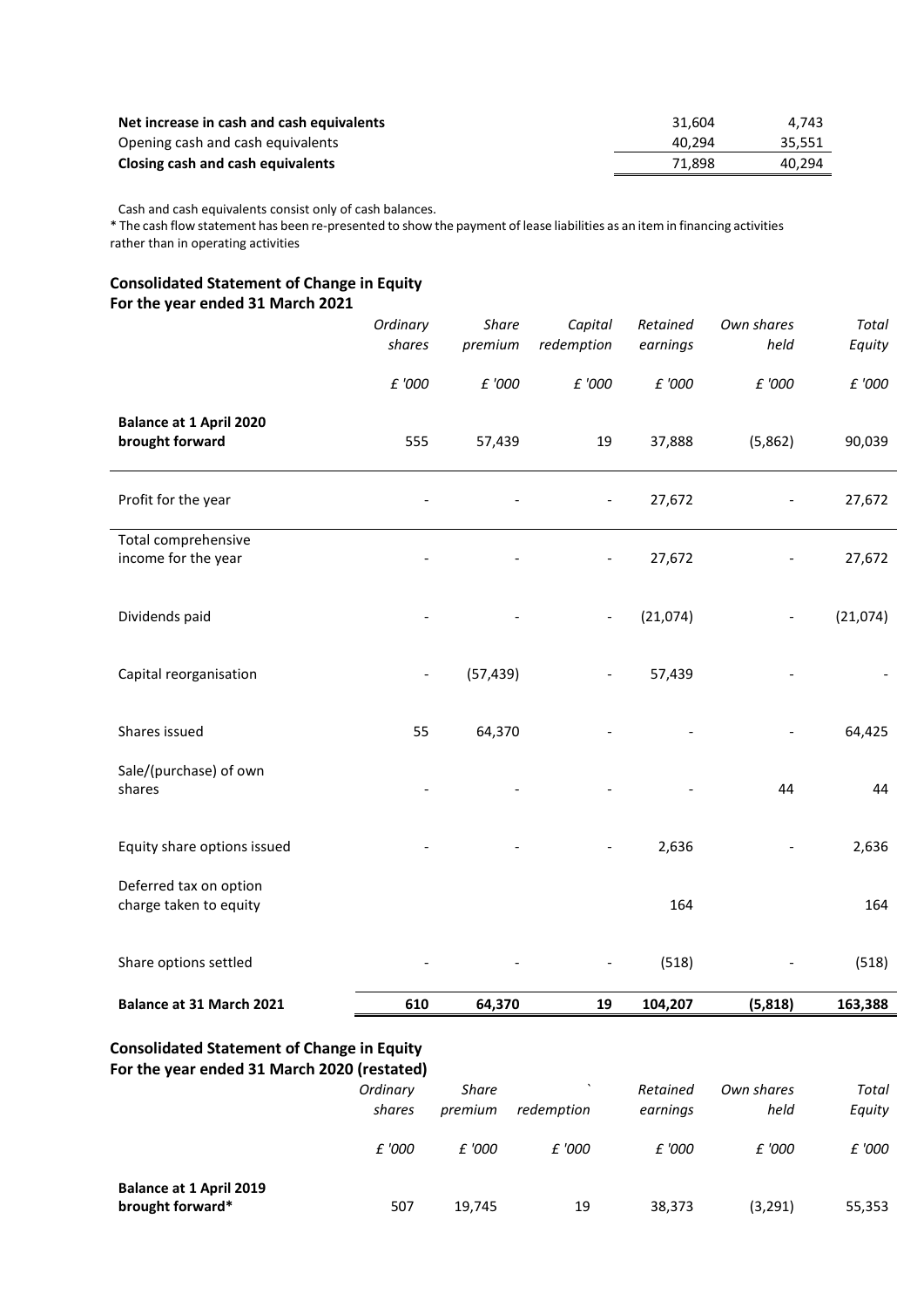| | | |
|---|---|---|
| **Net increase in cash and cash equivalents** | 31,604 | 4,743 |
| Opening cash and cash equivalents | 40,294 | 35,551 |
| **Closing cash and cash equivalents** | 71,898 | 40,294 |

Cash and cash equivalents consist only of cash balances.

* The cash flow statement has been re-presented to show the payment of lease liabilities as an item in financing activities rather than in operating activities

## Consolidated Statement of Change in Equity
## For the year ended 31 March 2021

| | *Ordinary shares* | *Share premium* | *Capital redemption* | *Retained earnings* | *Own shares held* | *Total Equity* |
|---|---|---|---|---|---|---|
| | *£ '000* | *£ '000* | *£ '000* | *£ '000* | *£ '000* | *£ '000* |
| **Balance at 1 April 2020 brought forward** | 555 | 57,439 | 19 | 37,888 | (5,862) | 90,039 |
| Profit for the year | - | - | - | 27,672 | - | 27,672 |
| Total comprehensive income for the year | - | - | - | 27,672 | - | 27,672 |
| Dividends paid | - | - | - | (21,074) | - | (21,074) |
| Capital reorganisation | - | (57,439) | - | 57,439 | - | - |
| Shares issued | 55 | 64,370 | - | - | - | 64,425 |
| Sale/(purchase) of own shares | - | - | - | - | 44 | 44 |
| Equity share options issued | - | - | - | 2,636 | - | 2,636 |
| Deferred tax on option charge taken to equity | | | | 164 | | 164 |
| Share options settled | - | - | - | (518) | - | (518) |
| **Balance at 31 March 2021** | **610** | **64,370** | **19** | **104,207** | **(5,818)** | **163,388** |

## Consolidated Statement of Change in Equity
## For the year ended 31 March 2020 (restated)

| | *Ordinary shares* | *Share premium* | *` redemption* | *Retained earnings* | *Own shares held* | *Total Equity* |
|---|---|---|---|---|---|---|
| | *£ '000* | *£ '000* | *£ '000* | *£ '000* | *£ '000* | *£ '000* |
| **Balance at 1 April 2019 brought forward*** | 507 | 19,745 | 19 | 38,373 | (3,291) | 55,353 |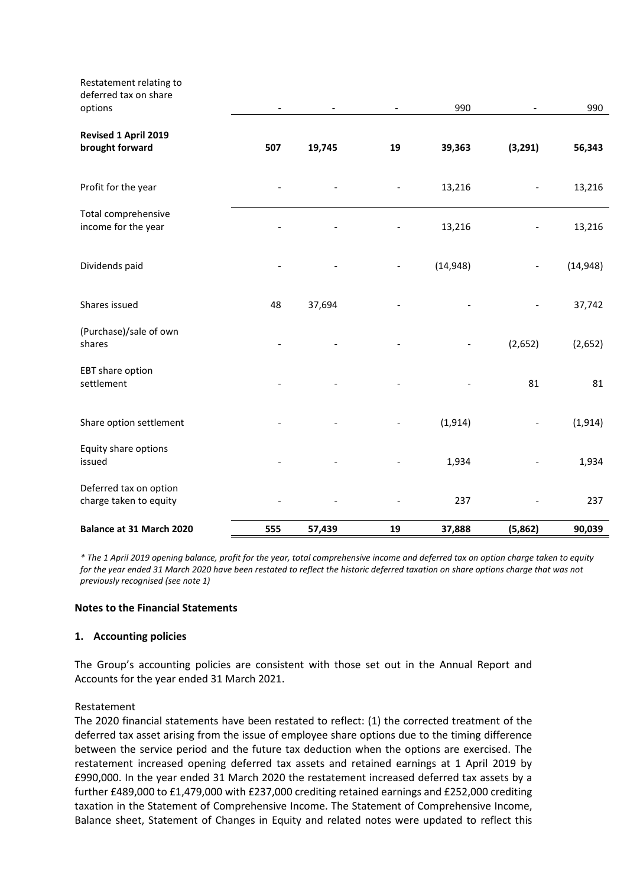| | | | | | | |
|---|---|---|---|---|---|---|
| Restatement relating to deferred tax on share options | - | - | - | 990 | - | 990 |
| **Revised 1 April 2019 brought forward** | **507** | **19,745** | **19** | **39,363** | **(3,291)** | **56,343** |
| Profit for the year | - | - | - | 13,216 | - | 13,216 |
| Total comprehensive income for the year | - | - | - | 13,216 | - | 13,216 |
| Dividends paid | - | - | - | (14,948) | - | (14,948) |
| Shares issued | 48 | 37,694 | - | - | - | 37,742 |
| (Purchase)/sale of own shares | - | - | - | - | (2,652) | (2,652) |
| EBT share option settlement | - | - | - | - | 81 | 81 |
| Share option settlement | - | - | - | (1,914) | - | (1,914) |
| Equity share options issued | - | - | - | 1,934 | - | 1,934 |
| Deferred tax on option charge taken to equity | - | - | - | 237 | - | 237 |
| **Balance at 31 March 2020** | **555** | **57,439** | **19** | **37,888** | **(5,862)** | **90,039** |

*\* The 1 April 2019 opening balance, profit for the year, total comprehensive income and deferred tax on option charge taken to equity for the year ended 31 March 2020 have been restated to reflect the historic deferred taxation on share options charge that was not previously recognised (see note 1)*

**Notes to the Financial Statements**

**1. Accounting policies**

The Group's accounting policies are consistent with those set out in the Annual Report and Accounts for the year ended 31 March 2021.

Restatement

The 2020 financial statements have been restated to reflect: (1) the corrected treatment of the deferred tax asset arising from the issue of employee share options due to the timing difference between the service period and the future tax deduction when the options are exercised. The restatement increased opening deferred tax assets and retained earnings at 1 April 2019 by £990,000. In the year ended 31 March 2020 the restatement increased deferred tax assets by a further £489,000 to £1,479,000 with £237,000 crediting retained earnings and £252,000 crediting taxation in the Statement of Comprehensive Income. The Statement of Comprehensive Income, Balance sheet, Statement of Changes in Equity and related notes were updated to reflect this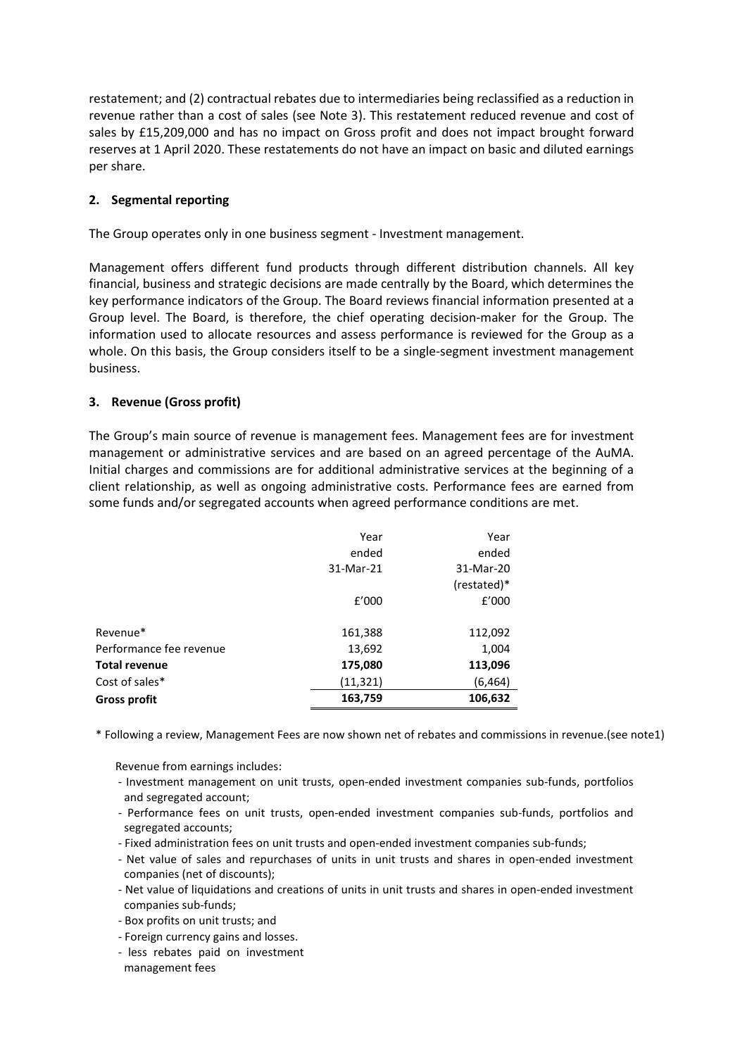restatement; and (2) contractual rebates due to intermediaries being reclassified as a reduction in revenue rather than a cost of sales (see Note 3). This restatement reduced revenue and cost of sales by £15,209,000 and has no impact on Gross profit and does not impact brought forward reserves at 1 April 2020. These restatements do not have an impact on basic and diluted earnings per share.

## 2. Segmental reporting

The Group operates only in one business segment - Investment management.

Management offers different fund products through different distribution channels. All key financial, business and strategic decisions are made centrally by the Board, which determines the key performance indicators of the Group. The Board reviews financial information presented at a Group level. The Board, is therefore, the chief operating decision-maker for the Group. The information used to allocate resources and assess performance is reviewed for the Group as a whole. On this basis, the Group considers itself to be a single-segment investment management business.

## 3. Revenue (Gross profit)

The Group's main source of revenue is management fees. Management fees are for investment management or administrative services and are based on an agreed percentage of the AuMA. Initial charges and commissions are for additional administrative services at the beginning of a client relationship, as well as ongoing administrative costs. Performance fees are earned from some funds and/or segregated accounts when agreed performance conditions are met.

| | Year ended 31-Mar-21 £'000 | Year ended 31-Mar-20 (restated)* £'000 |
|---|---|---|
| Revenue* | 161,388 | 112,092 |
| Performance fee revenue | 13,692 | 1,004 |
| **Total revenue** | **175,080** | **113,096** |
| Cost of sales* | (11,321) | (6,464) |
| **Gross profit** | **163,759** | **106,632** |

\* Following a review, Management Fees are now shown net of rebates and commissions in revenue.(see note1)

Revenue from earnings includes:

- Investment management on unit trusts, open-ended investment companies sub-funds, portfolios and segregated account;
- Performance fees on unit trusts, open-ended investment companies sub-funds, portfolios and segregated accounts;
- Fixed administration fees on unit trusts and open-ended investment companies sub-funds;
- Net value of sales and repurchases of units in unit trusts and shares in open-ended investment companies (net of discounts);
- Net value of liquidations and creations of units in unit trusts and shares in open-ended investment companies sub-funds;
- Box profits on unit trusts; and
- Foreign currency gains and losses.
- less rebates paid on investment management fees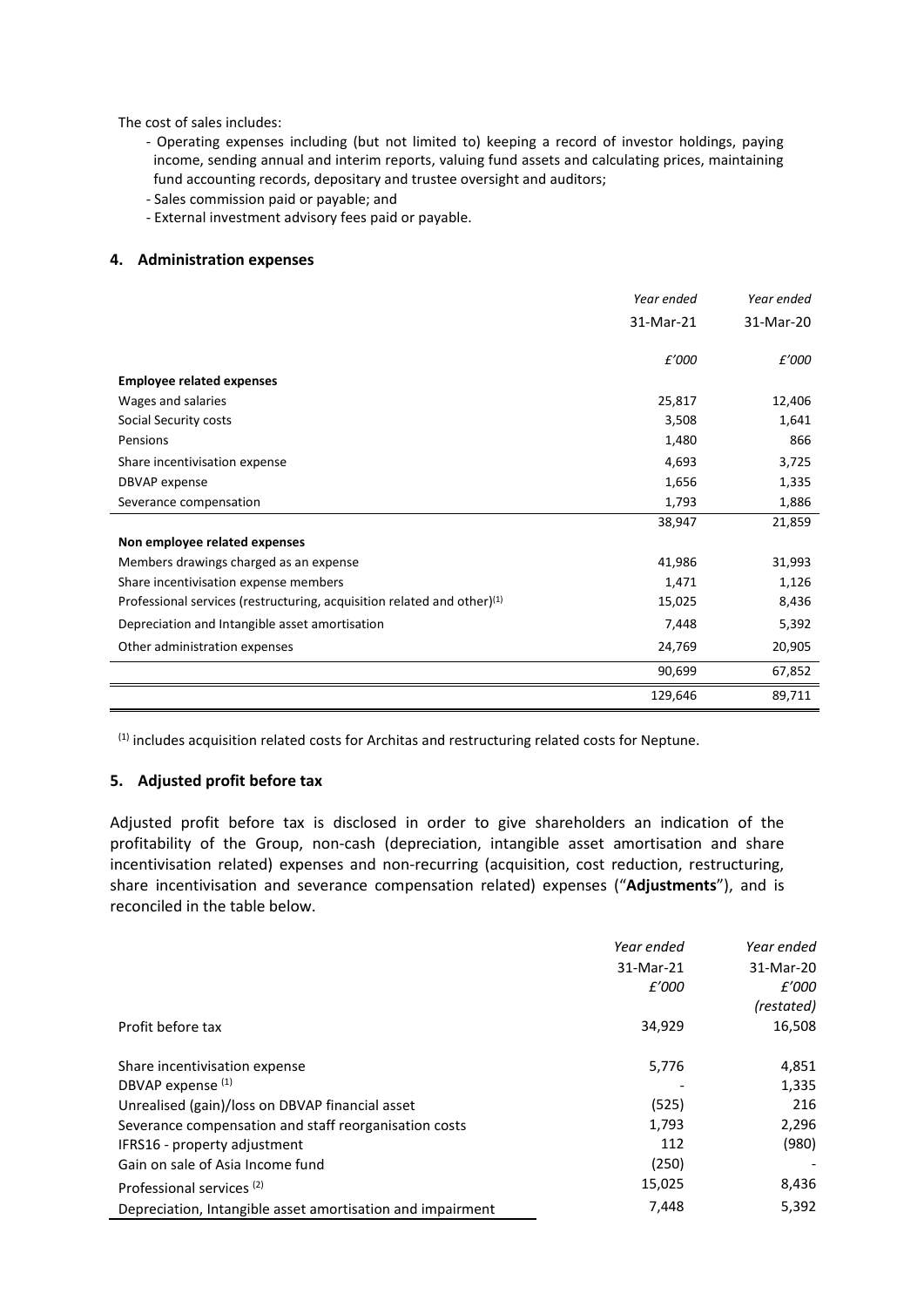The cost of sales includes:

- Operating expenses including (but not limited to) keeping a record of investor holdings, paying income, sending annual and interim reports, valuing fund assets and calculating prices, maintaining fund accounting records, depositary and trustee oversight and auditors;
- Sales commission paid or payable; and
- External investment advisory fees paid or payable.

## 4. Administration expenses

| | *Year ended* 31-Mar-21 | *Year ended* 31-Mar-20 |
|---|---|---|
| | *£'000* | *£'000* |
| **Employee related expenses** | | |
| Wages and salaries | 25,817 | 12,406 |
| Social Security costs | 3,508 | 1,641 |
| Pensions | 1,480 | 866 |
| Share incentivisation expense | 4,693 | 3,725 |
| DBVAP expense | 1,656 | 1,335 |
| Severance compensation | 1,793 | 1,886 |
| | 38,947 | 21,859 |
| **Non employee related expenses** | | |
| Members drawings charged as an expense | 41,986 | 31,993 |
| Share incentivisation expense members | 1,471 | 1,126 |
| Professional services (restructuring, acquisition related and other)[1] | 15,025 | 8,436 |
| Depreciation and Intangible asset amortisation | 7,448 | 5,392 |
| Other administration expenses | 24,769 | 20,905 |
| | 90,699 | 67,852 |
| | 129,646 | 89,711 |

[1] includes acquisition related costs for Architas and restructuring related costs for Neptune.

## 5. Adjusted profit before tax

Adjusted profit before tax is disclosed in order to give shareholders an indication of the profitability of the Group, non-cash (depreciation, intangible asset amortisation and share incentivisation related) expenses and non-recurring (acquisition, cost reduction, restructuring, share incentivisation and severance compensation related) expenses ("**Adjustments**"), and is reconciled in the table below.

| | *Year ended* 31-Mar-21 *£'000* | *Year ended* 31-Mar-20 *£'000* *(restated)* |
|---|---|---|
| Profit before tax | 34,929 | 16,508 |
| | | |
| Share incentivisation expense | 5,776 | 4,851 |
| DBVAP expense [1] | - | 1,335 |
| Unrealised (gain)/loss on DBVAP financial asset | (525) | 216 |
| Severance compensation and staff reorganisation costs | 1,793 | 2,296 |
| IFRS16 - property adjustment | 112 | (980) |
| Gain on sale of Asia Income fund | (250) | - |
| Professional services [2] | 15,025 | 8,436 |
| Depreciation, Intangible asset amortisation and impairment | 7,448 | 5,392 |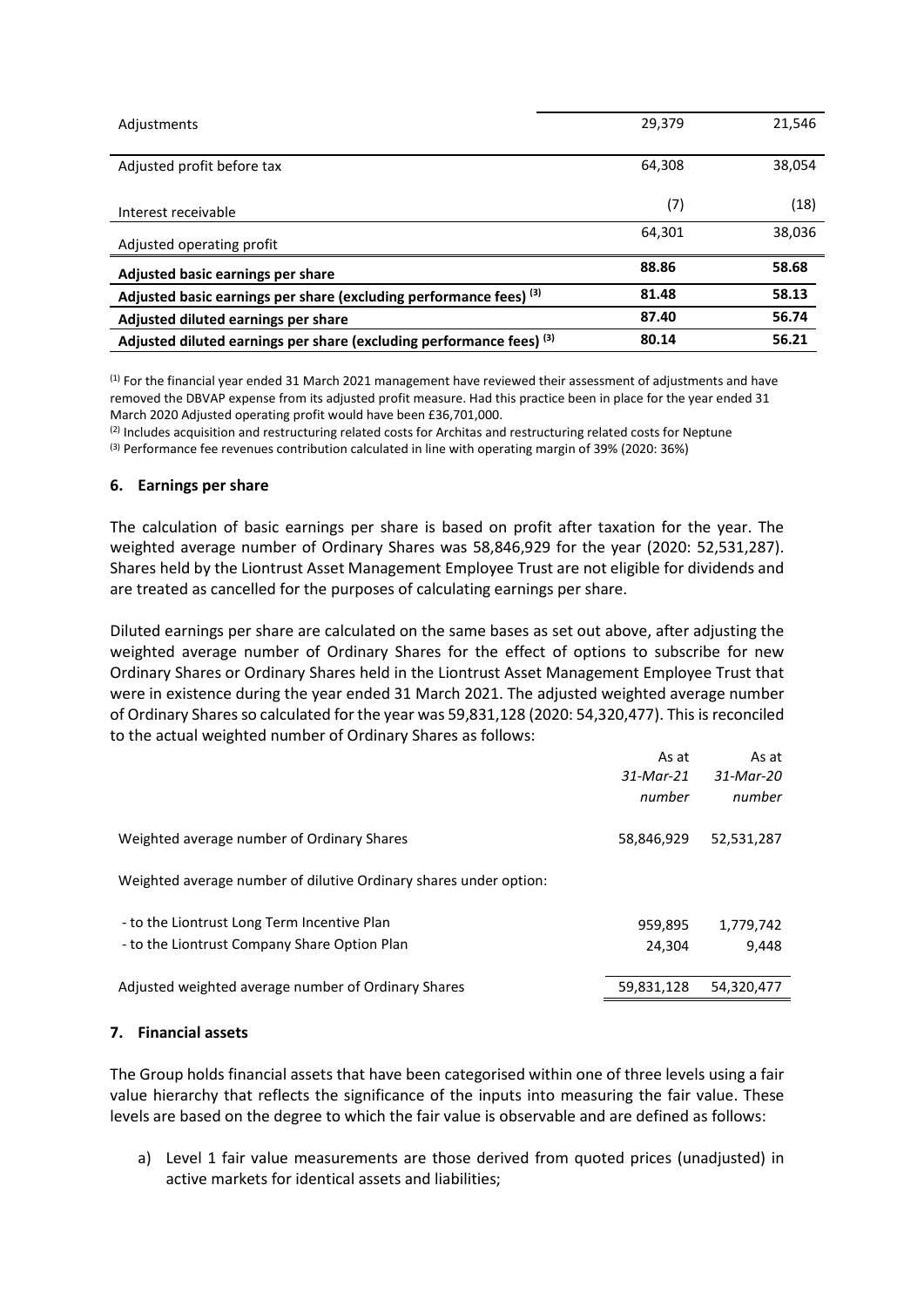| | | |
|---|---|---|
| Adjustments | 29,379 | 21,546 |
| Adjusted profit before tax | 64,308 | 38,054 |
| Interest receivable | (7) | (18) |
| Adjusted operating profit | 64,301 | 38,036 |
| **Adjusted basic earnings per share** | **88.86** | **58.68** |
| **Adjusted basic earnings per share (excluding performance fees) [3]** | **81.48** | **58.13** |
| **Adjusted diluted earnings per share** | **87.40** | **56.74** |
| **Adjusted diluted earnings per share (excluding performance fees) [3]** | **80.14** | **56.21** |

[1] For the financial year ended 31 March 2021 management have reviewed their assessment of adjustments and have removed the DBVAP expense from its adjusted profit measure. Had this practice been in place for the year ended 31 March 2020 Adjusted operating profit would have been £36,701,000.

[2] Includes acquisition and restructuring related costs for Architas and restructuring related costs for Neptune

[3] Performance fee revenues contribution calculated in line with operating margin of 39% (2020: 36%)

### 6. Earnings per share

The calculation of basic earnings per share is based on profit after taxation for the year. The weighted average number of Ordinary Shares was 58,846,929 for the year (2020: 52,531,287). Shares held by the Liontrust Asset Management Employee Trust are not eligible for dividends and are treated as cancelled for the purposes of calculating earnings per share.

Diluted earnings per share are calculated on the same bases as set out above, after adjusting the weighted average number of Ordinary Shares for the effect of options to subscribe for new Ordinary Shares or Ordinary Shares held in the Liontrust Asset Management Employee Trust that were in existence during the year ended 31 March 2021. The adjusted weighted average number of Ordinary Shares so calculated for the year was 59,831,128 (2020: 54,320,477). This is reconciled to the actual weighted number of Ordinary Shares as follows:

| | As at *31-Mar-21* *number* | As at *31-Mar-20* *number* |
|---|---|---|
| Weighted average number of Ordinary Shares | 58,846,929 | 52,531,287 |
| Weighted average number of dilutive Ordinary shares under option: | | |
| - to the Liontrust Long Term Incentive Plan | 959,895 | 1,779,742 |
| - to the Liontrust Company Share Option Plan | 24,304 | 9,448 |
| Adjusted weighted average number of Ordinary Shares | 59,831,128 | 54,320,477 |

### 7. Financial assets

The Group holds financial assets that have been categorised within one of three levels using a fair value hierarchy that reflects the significance of the inputs into measuring the fair value. These levels are based on the degree to which the fair value is observable and are defined as follows:

a) Level 1 fair value measurements are those derived from quoted prices (unadjusted) in active markets for identical assets and liabilities;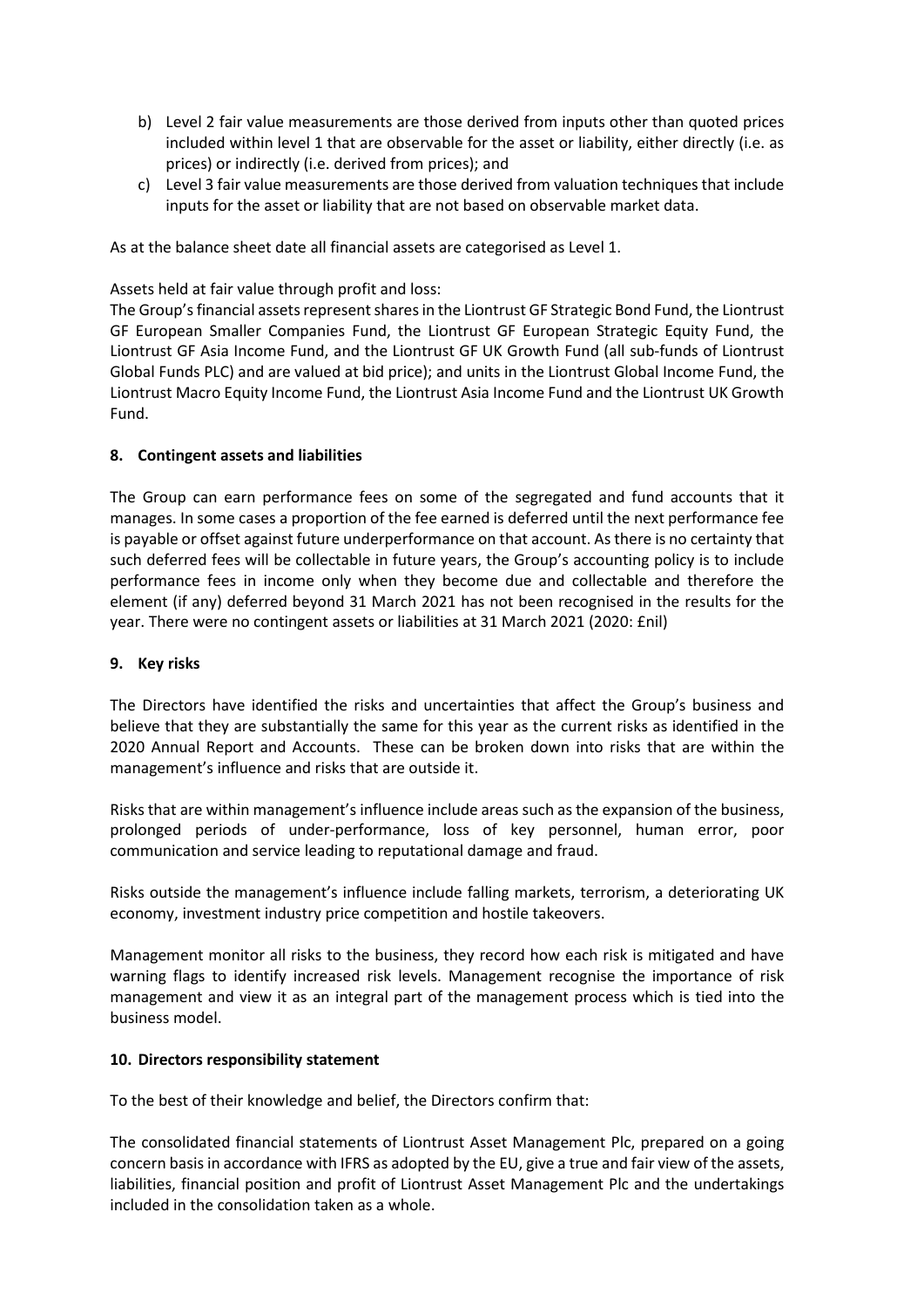b) Level 2 fair value measurements are those derived from inputs other than quoted prices included within level 1 that are observable for the asset or liability, either directly (i.e. as prices) or indirectly (i.e. derived from prices); and
c) Level 3 fair value measurements are those derived from valuation techniques that include inputs for the asset or liability that are not based on observable market data.

As at the balance sheet date all financial assets are categorised as Level 1.

Assets held at fair value through profit and loss:
The Group's financial assets represent shares in the Liontrust GF Strategic Bond Fund, the Liontrust GF European Smaller Companies Fund, the Liontrust GF European Strategic Equity Fund, the Liontrust GF Asia Income Fund, and the Liontrust GF UK Growth Fund (all sub-funds of Liontrust Global Funds PLC) and are valued at bid price); and units in the Liontrust Global Income Fund, the Liontrust Macro Equity Income Fund, the Liontrust Asia Income Fund and the Liontrust UK Growth Fund.

## 8. Contingent assets and liabilities

The Group can earn performance fees on some of the segregated and fund accounts that it manages. In some cases a proportion of the fee earned is deferred until the next performance fee is payable or offset against future underperformance on that account. As there is no certainty that such deferred fees will be collectable in future years, the Group's accounting policy is to include performance fees in income only when they become due and collectable and therefore the element (if any) deferred beyond 31 March 2021 has not been recognised in the results for the year. There were no contingent assets or liabilities at 31 March 2021 (2020: £nil)

## 9. Key risks

The Directors have identified the risks and uncertainties that affect the Group's business and believe that they are substantially the same for this year as the current risks as identified in the 2020 Annual Report and Accounts. These can be broken down into risks that are within the management's influence and risks that are outside it.

Risks that are within management's influence include areas such as the expansion of the business, prolonged periods of under-performance, loss of key personnel, human error, poor communication and service leading to reputational damage and fraud.

Risks outside the management's influence include falling markets, terrorism, a deteriorating UK economy, investment industry price competition and hostile takeovers.

Management monitor all risks to the business, they record how each risk is mitigated and have warning flags to identify increased risk levels. Management recognise the importance of risk management and view it as an integral part of the management process which is tied into the business model.

## 10. Directors responsibility statement

To the best of their knowledge and belief, the Directors confirm that:

The consolidated financial statements of Liontrust Asset Management Plc, prepared on a going concern basis in accordance with IFRS as adopted by the EU, give a true and fair view of the assets, liabilities, financial position and profit of Liontrust Asset Management Plc and the undertakings included in the consolidation taken as a whole.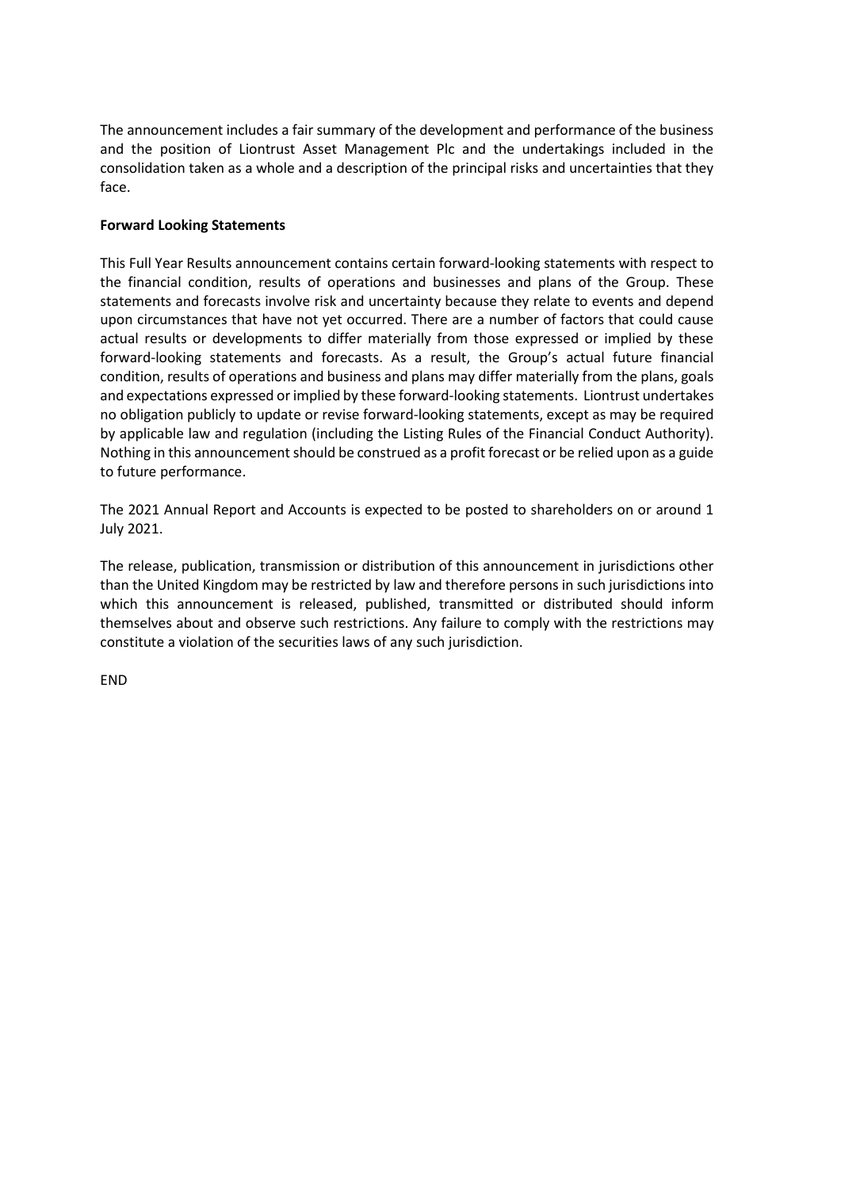The announcement includes a fair summary of the development and performance of the business and the position of Liontrust Asset Management Plc and the undertakings included in the consolidation taken as a whole and a description of the principal risks and uncertainties that they face.

**Forward Looking Statements**

This Full Year Results announcement contains certain forward-looking statements with respect to the financial condition, results of operations and businesses and plans of the Group. These statements and forecasts involve risk and uncertainty because they relate to events and depend upon circumstances that have not yet occurred. There are a number of factors that could cause actual results or developments to differ materially from those expressed or implied by these forward-looking statements and forecasts. As a result, the Group's actual future financial condition, results of operations and business and plans may differ materially from the plans, goals and expectations expressed or implied by these forward-looking statements. Liontrust undertakes no obligation publicly to update or revise forward-looking statements, except as may be required by applicable law and regulation (including the Listing Rules of the Financial Conduct Authority). Nothing in this announcement should be construed as a profit forecast or be relied upon as a guide to future performance.

The 2021 Annual Report and Accounts is expected to be posted to shareholders on or around 1 July 2021.

The release, publication, transmission or distribution of this announcement in jurisdictions other than the United Kingdom may be restricted by law and therefore persons in such jurisdictions into which this announcement is released, published, transmitted or distributed should inform themselves about and observe such restrictions. Any failure to comply with the restrictions may constitute a violation of the securities laws of any such jurisdiction.

END